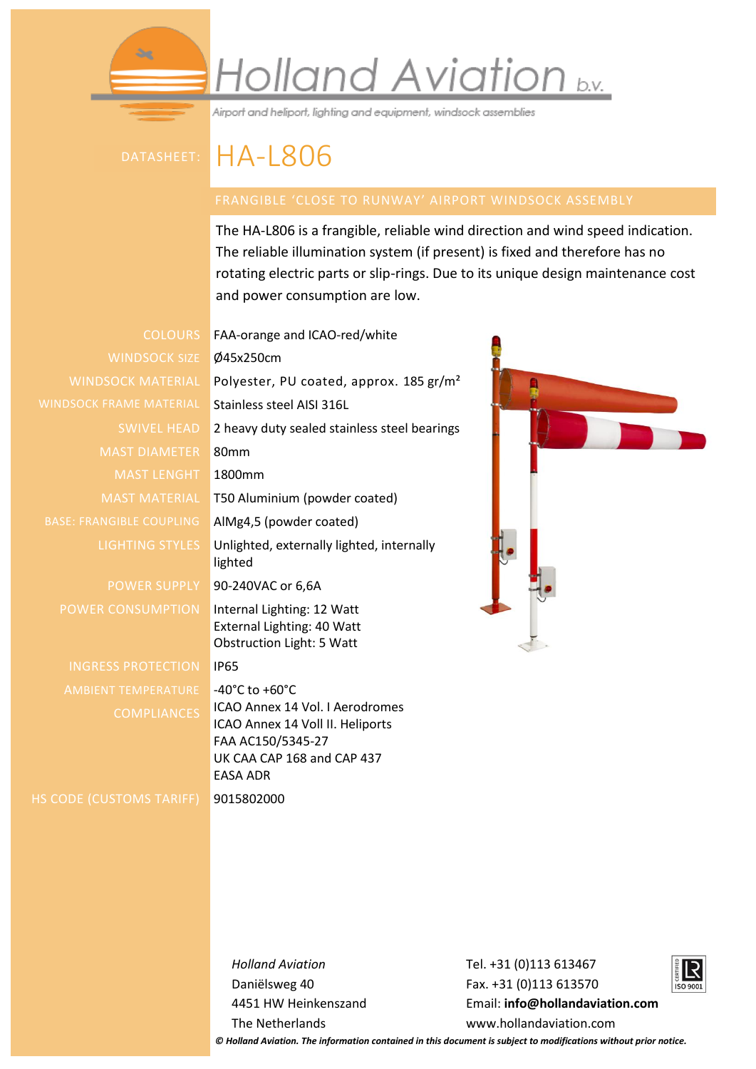# Holland Aviation b.v.

*Airport and heliport, lighting and equipment, windsock assemblies*

DATASHEET: **HA-L806**

## FRANGIBLE ‘CLOSE TO RUNWAY’ AIRPORT WINDSOCK ASSEMBLY

The HA-L806 is a frangible, reliable wind direction and wind speed indication. The reliable illumination system (if present) is fixed and therefore has no rotating electric parts or slip-rings. Due to its unique design maintenance cost and power consumption are low.

| | |
|---|---|
| COLOURS | FAA-orange and ICAO-red/white |
| WINDSOCK SIZE | Ø45x250cm |
| WINDSOCK MATERIAL | Polyester, PU coated, approx. 185 gr/m² |
| WINDSOCK FRAME MATERIAL | Stainless steel AISI 316L |
| SWIVEL HEAD | 2 heavy duty sealed stainless steel bearings |
| MAST DIAMETER | 80mm |
| MAST LENGHT | 1800mm |
| MAST MATERIAL | T50 Aluminium (powder coated) |
| BASE: FRANGIBLE COUPLING | AlMg4,5 (powder coated) |
| LIGHTING STYLES | Unlighted, externally lighted, internally lighted |
| POWER SUPPLY | 90-240VAC or 6,6A |
| POWER CONSUMPTION | Internal Lighting: 12 Watt<br>External Lighting: 40 Watt<br>Obstruction Light: 5 Watt |
| INGRESS PROTECTION | IP65 |
| AMBIENT TEMPERATURE | -40°C to +60°C |
| COMPLIANCES | ICAO Annex 14 Vol. I Aerodromes<br>ICAO Annex 14 VoI II. Heliports<br>FAA AC150/5345-27<br>UK CAA CAP 168 and CAP 437<br>EASA ADR |
| HS CODE (CUSTOMS TARIFF) | 9015802000 |

*Holland Aviation*
Daniëlsweg 40
4451 HW Heinkenszand
The Netherlands

Tel. +31 (0)113 613467
Fax. +31 (0)113 613570
Email: **info@hollandaviation.com**
www.hollandaviation.com

***© Holland Aviation. The information contained in this document is subject to modifications without prior notice.***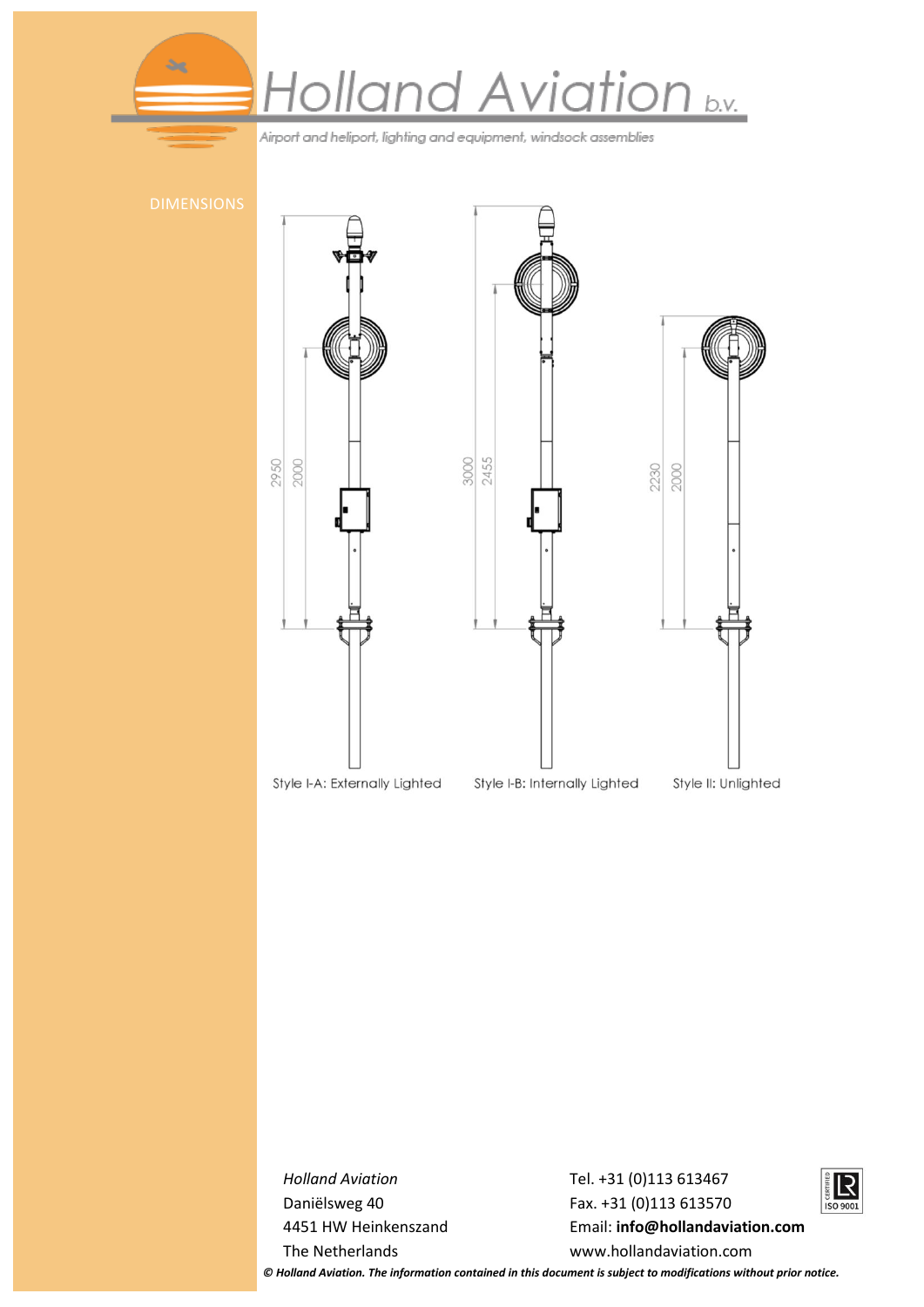DIMENSIONS

2950
2000

Style I-A: Externally Lighted

3000
2455

Style I-B: Internally Lighted

2230
2000

Style II: Unlighted

*Holland Aviation*
Daniëlsweg 40
4451 HW Heinkenszand
The Netherlands

Tel. +31 (0)113 613467
Fax. +31 (0)113 613570
Email: **info@hollandaviation.com**
www.hollandaviation.com

***© Holland Aviation. The information contained in this document is subject to modifications without prior notice.***